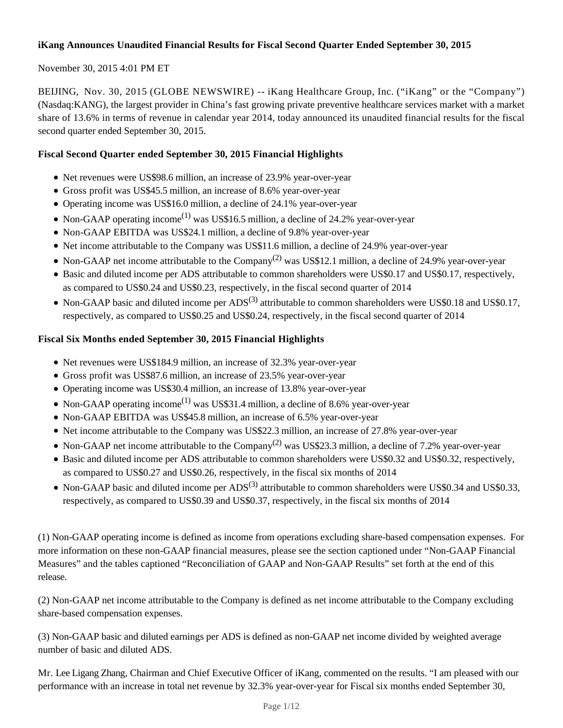**iKang Announces Unaudited Financial Results for Fiscal Second Quarter Ended September 30, 2015**

November 30, 2015 4:01 PM ET

BEIJING, Nov. 30, 2015 (GLOBE NEWSWIRE) -- iKang Healthcare Group, Inc. ("iKang" or the "Company") (Nasdaq:KANG), the largest provider in China's fast growing private preventive healthcare services market with a market share of 13.6% in terms of revenue in calendar year 2014, today announced its unaudited financial results for the fiscal second quarter ended September 30, 2015.

**Fiscal Second Quarter ended September 30, 2015 Financial Highlights**

- Net revenues were US$98.6 million, an increase of 23.9% year-over-year
- Gross profit was US$45.5 million, an increase of 8.6% year-over-year
- Operating income was US$16.0 million, a decline of 24.1% year-over-year
- Non-GAAP operating income(1) was US$16.5 million, a decline of 24.2% year-over-year
- Non-GAAP EBITDA was US$24.1 million, a decline of 9.8% year-over-year
- Net income attributable to the Company was US$11.6 million, a decline of 24.9% year-over-year
- Non-GAAP net income attributable to the Company(2) was US$12.1 million, a decline of 24.9% year-over-year
- Basic and diluted income per ADS attributable to common shareholders were US$0.17 and US$0.17, respectively, as compared to US$0.24 and US$0.23, respectively, in the fiscal second quarter of 2014
- Non-GAAP basic and diluted income per ADS(3) attributable to common shareholders were US$0.18 and US$0.17, respectively, as compared to US$0.25 and US$0.24, respectively, in the fiscal second quarter of 2014

**Fiscal Six Months ended September 30, 2015 Financial Highlights**

- Net revenues were US$184.9 million, an increase of 32.3% year-over-year
- Gross profit was US$87.6 million, an increase of 23.5% year-over-year
- Operating income was US$30.4 million, an increase of 13.8% year-over-year
- Non-GAAP operating income(1) was US$31.4 million, a decline of 8.6% year-over-year
- Non-GAAP EBITDA was US$45.8 million, an increase of 6.5% year-over-year
- Net income attributable to the Company was US$22.3 million, an increase of 27.8% year-over-year
- Non-GAAP net income attributable to the Company(2) was US$23.3 million, a decline of 7.2% year-over-year
- Basic and diluted income per ADS attributable to common shareholders were US$0.32 and US$0.32, respectively, as compared to US$0.27 and US$0.26, respectively, in the fiscal six months of 2014
- Non-GAAP basic and diluted income per ADS(3) attributable to common shareholders were US$0.34 and US$0.33, respectively, as compared to US$0.39 and US$0.37, respectively, in the fiscal six months of 2014

(1) Non-GAAP operating income is defined as income from operations excluding share-based compensation expenses. For more information on these non-GAAP financial measures, please see the section captioned under "Non-GAAP Financial Measures" and the tables captioned "Reconciliation of GAAP and Non-GAAP Results" set forth at the end of this release.

(2) Non-GAAP net income attributable to the Company is defined as net income attributable to the Company excluding share-based compensation expenses.

(3) Non-GAAP basic and diluted earnings per ADS is defined as non-GAAP net income divided by weighted average number of basic and diluted ADS.

Mr. Lee Ligang Zhang, Chairman and Chief Executive Officer of iKang, commented on the results. "I am pleased with our performance with an increase in total net revenue by 32.3% year-over-year for Fiscal six months ended September 30,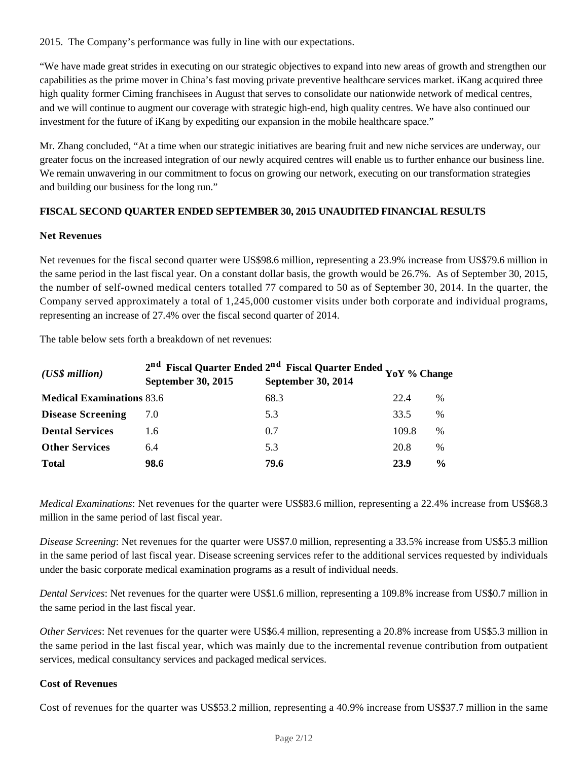2015. The Company's performance was fully in line with our expectations.

"We have made great strides in executing on our strategic objectives to expand into new areas of growth and strengthen our capabilities as the prime mover in China's fast moving private preventive healthcare services market. iKang acquired three high quality former Ciming franchisees in August that serves to consolidate our nationwide network of medical centres, and we will continue to augment our coverage with strategic high-end, high quality centres. We have also continued our investment for the future of iKang by expediting our expansion in the mobile healthcare space."

Mr. Zhang concluded, "At a time when our strategic initiatives are bearing fruit and new niche services are underway, our greater focus on the increased integration of our newly acquired centres will enable us to further enhance our business line. We remain unwavering in our commitment to focus on growing our network, executing on our transformation strategies and building our business for the long run."

**FISCAL SECOND QUARTER ENDED SEPTEMBER 30, 2015 UNAUDITED FINANCIAL RESULTS**

**Net Revenues**

Net revenues for the fiscal second quarter were US$98.6 million, representing a 23.9% increase from US$79.6 million in the same period in the last fiscal year. On a constant dollar basis, the growth would be 26.7%. As of September 30, 2015, the number of self-owned medical centers totalled 77 compared to 50 as of September 30, 2014. In the quarter, the Company served approximately a total of 1,245,000 customer visits under both corporate and individual programs, representing an increase of 27.4% over the fiscal second quarter of 2014.

The table below sets forth a breakdown of net revenues:

| *(US$ million)* | 2nd Fiscal Quarter Ended September 30, 2015 | 2nd Fiscal Quarter Ended September 30, 2014 | YoY % Change | |
|---|---|---|---|---|
| **Medical Examinations** | 83.6 | 68.3 | 22.4 | % |
| **Disease Screening** | 7.0 | 5.3 | 33.5 | % |
| **Dental Services** | 1.6 | 0.7 | 109.8 | % |
| **Other Services** | 6.4 | 5.3 | 20.8 | % |
| **Total** | **98.6** | **79.6** | **23.9** | **%** |

*Medical Examinations*: Net revenues for the quarter were US$83.6 million, representing a 22.4% increase from US$68.3 million in the same period of last fiscal year.

*Disease Screening*: Net revenues for the quarter were US$7.0 million, representing a 33.5% increase from US$5.3 million in the same period of last fiscal year. Disease screening services refer to the additional services requested by individuals under the basic corporate medical examination programs as a result of individual needs.

*Dental Services*: Net revenues for the quarter were US$1.6 million, representing a 109.8% increase from US$0.7 million in the same period in the last fiscal year.

*Other Services*: Net revenues for the quarter were US$6.4 million, representing a 20.8% increase from US$5.3 million in the same period in the last fiscal year, which was mainly due to the incremental revenue contribution from outpatient services, medical consultancy services and packaged medical services.

**Cost of Revenues**

Cost of revenues for the quarter was US$53.2 million, representing a 40.9% increase from US$37.7 million in the same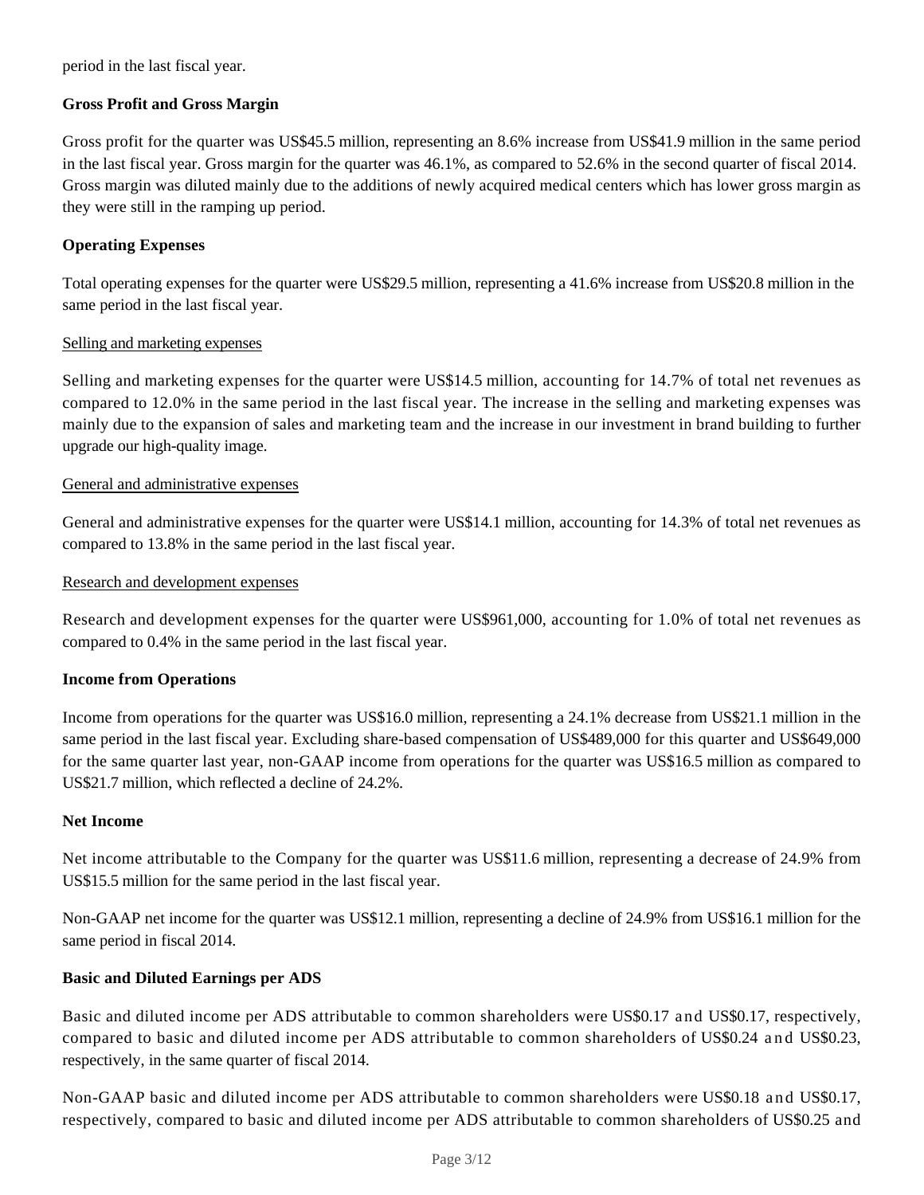period in the last fiscal year.

**Gross Profit and Gross Margin**

Gross profit for the quarter was US$45.5 million, representing an 8.6% increase from US$41.9 million in the same period in the last fiscal year. Gross margin for the quarter was 46.1%, as compared to 52.6% in the second quarter of fiscal 2014. Gross margin was diluted mainly due to the additions of newly acquired medical centers which has lower gross margin as they were still in the ramping up period.

**Operating Expenses**

Total operating expenses for the quarter were US$29.5 million, representing a 41.6% increase from US$20.8 million in the same period in the last fiscal year.

Selling and marketing expenses

Selling and marketing expenses for the quarter were US$14.5 million, accounting for 14.7% of total net revenues as compared to 12.0% in the same period in the last fiscal year. The increase in the selling and marketing expenses was mainly due to the expansion of sales and marketing team and the increase in our investment in brand building to further upgrade our high-quality image.

General and administrative expenses

General and administrative expenses for the quarter were US$14.1 million, accounting for 14.3% of total net revenues as compared to 13.8% in the same period in the last fiscal year.

Research and development expenses

Research and development expenses for the quarter were US$961,000, accounting for 1.0% of total net revenues as compared to 0.4% in the same period in the last fiscal year.

**Income from Operations**

Income from operations for the quarter was US$16.0 million, representing a 24.1% decrease from US$21.1 million in the same period in the last fiscal year. Excluding share-based compensation of US$489,000 for this quarter and US$649,000 for the same quarter last year, non-GAAP income from operations for the quarter was US$16.5 million as compared to US$21.7 million, which reflected a decline of 24.2%.

**Net Income**

Net income attributable to the Company for the quarter was US$11.6 million, representing a decrease of 24.9% from US$15.5 million for the same period in the last fiscal year.

Non-GAAP net income for the quarter was US$12.1 million, representing a decline of 24.9% from US$16.1 million for the same period in fiscal 2014.

**Basic and Diluted Earnings per ADS**

Basic and diluted income per ADS attributable to common shareholders were US$0.17 and US$0.17, respectively, compared to basic and diluted income per ADS attributable to common shareholders of US$0.24 and US$0.23, respectively, in the same quarter of fiscal 2014.

Non-GAAP basic and diluted income per ADS attributable to common shareholders were US$0.18 and US$0.17, respectively, compared to basic and diluted income per ADS attributable to common shareholders of US$0.25 and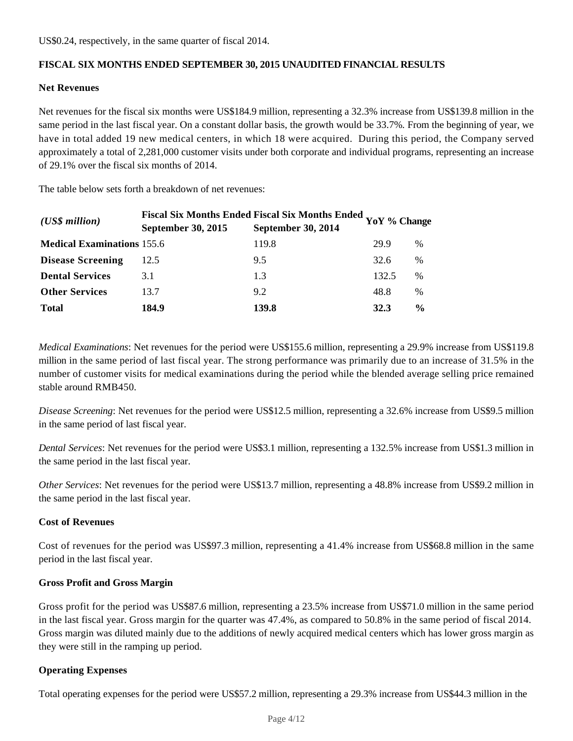US$0.24, respectively, in the same quarter of fiscal 2014.

**FISCAL SIX MONTHS ENDED SEPTEMBER 30, 2015 UNAUDITED FINANCIAL RESULTS**

**Net Revenues**

Net revenues for the fiscal six months were US$184.9 million, representing a 32.3% increase from US$139.8 million in the same period in the last fiscal year. On a constant dollar basis, the growth would be 33.7%. From the beginning of year, we have in total added 19 new medical centers, in which 18 were acquired. During this period, the Company served approximately a total of 2,281,000 customer visits under both corporate and individual programs, representing an increase of 29.1% over the fiscal six months of 2014.

The table below sets forth a breakdown of net revenues:

| *(US$ million)* | **Fiscal Six Months Ended September 30, 2015** | **Fiscal Six Months Ended September 30, 2014** | **YoY % Change** | |
|---|---|---|---|---|
| **Medical Examinations** | 155.6 | 119.8 | 29.9 | % |
| **Disease Screening** | 12.5 | 9.5 | 32.6 | % |
| **Dental Services** | 3.1 | 1.3 | 132.5 | % |
| **Other Services** | 13.7 | 9.2 | 48.8 | % |
| **Total** | **184.9** | **139.8** | **32.3** | **%** |

*Medical Examinations*: Net revenues for the period were US$155.6 million, representing a 29.9% increase from US$119.8 million in the same period of last fiscal year. The strong performance was primarily due to an increase of 31.5% in the number of customer visits for medical examinations during the period while the blended average selling price remained stable around RMB450.

*Disease Screening*: Net revenues for the period were US$12.5 million, representing a 32.6% increase from US$9.5 million in the same period of last fiscal year.

*Dental Services*: Net revenues for the period were US$3.1 million, representing a 132.5% increase from US$1.3 million in the same period in the last fiscal year.

*Other Services*: Net revenues for the period were US$13.7 million, representing a 48.8% increase from US$9.2 million in the same period in the last fiscal year.

**Cost of Revenues**

Cost of revenues for the period was US$97.3 million, representing a 41.4% increase from US$68.8 million in the same period in the last fiscal year.

**Gross Profit and Gross Margin**

Gross profit for the period was US$87.6 million, representing a 23.5% increase from US$71.0 million in the same period in the last fiscal year. Gross margin for the quarter was 47.4%, as compared to 50.8% in the same period of fiscal 2014. Gross margin was diluted mainly due to the additions of newly acquired medical centers which has lower gross margin as they were still in the ramping up period.

**Operating Expenses**

Total operating expenses for the period were US$57.2 million, representing a 29.3% increase from US$44.3 million in the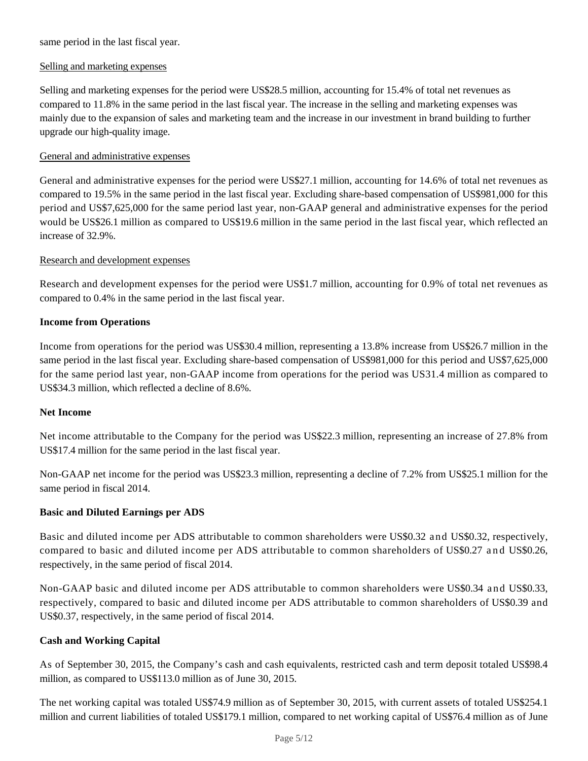same period in the last fiscal year.

Selling and marketing expenses

Selling and marketing expenses for the period were US$28.5 million, accounting for 15.4% of total net revenues as compared to 11.8% in the same period in the last fiscal year. The increase in the selling and marketing expenses was mainly due to the expansion of sales and marketing team and the increase in our investment in brand building to further upgrade our high-quality image.

General and administrative expenses

General and administrative expenses for the period were US$27.1 million, accounting for 14.6% of total net revenues as compared to 19.5% in the same period in the last fiscal year. Excluding share-based compensation of US$981,000 for this period and US$7,625,000 for the same period last year, non-GAAP general and administrative expenses for the period would be US$26.1 million as compared to US$19.6 million in the same period in the last fiscal year, which reflected an increase of 32.9%.

Research and development expenses

Research and development expenses for the period were US$1.7 million, accounting for 0.9% of total net revenues as compared to 0.4% in the same period in the last fiscal year.

**Income from Operations**

Income from operations for the period was US$30.4 million, representing a 13.8% increase from US$26.7 million in the same period in the last fiscal year. Excluding share-based compensation of US$981,000 for this period and US$7,625,000 for the same period last year, non-GAAP income from operations for the period was US31.4 million as compared to US$34.3 million, which reflected a decline of 8.6%.

**Net Income**

Net income attributable to the Company for the period was US$22.3 million, representing an increase of 27.8% from US$17.4 million for the same period in the last fiscal year.

Non-GAAP net income for the period was US$23.3 million, representing a decline of 7.2% from US$25.1 million for the same period in fiscal 2014.

**Basic and Diluted Earnings per ADS**

Basic and diluted income per ADS attributable to common shareholders were US$0.32 and US$0.32, respectively, compared to basic and diluted income per ADS attributable to common shareholders of US$0.27 and US$0.26, respectively, in the same period of fiscal 2014.

Non-GAAP basic and diluted income per ADS attributable to common shareholders were US$0.34 and US$0.33, respectively, compared to basic and diluted income per ADS attributable to common shareholders of US$0.39 and US$0.37, respectively, in the same period of fiscal 2014.

**Cash and Working Capital**

As of September 30, 2015, the Company's cash and cash equivalents, restricted cash and term deposit totaled US$98.4 million, as compared to US$113.0 million as of June 30, 2015.

The net working capital was totaled US$74.9 million as of September 30, 2015, with current assets of totaled US$254.1 million and current liabilities of totaled US$179.1 million, compared to net working capital of US$76.4 million as of June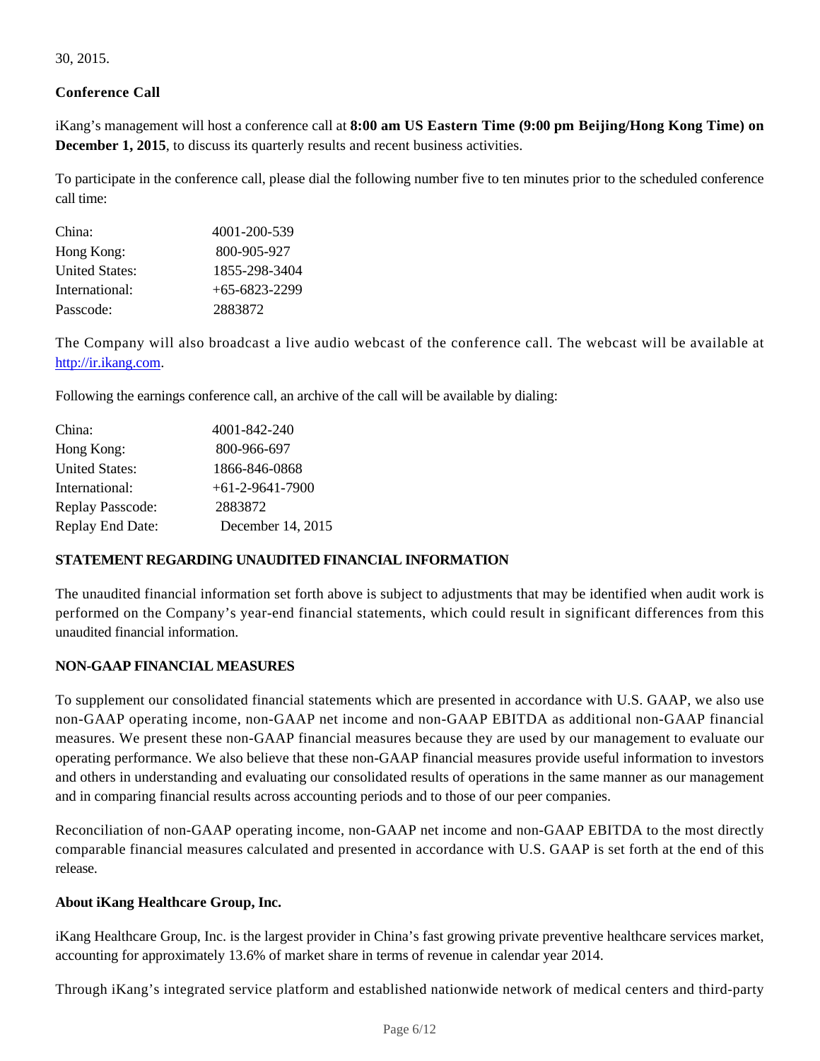30, 2015.

**Conference Call**

iKang's management will host a conference call at **8:00 am US Eastern Time (9:00 pm Beijing/Hong Kong Time) on December 1, 2015**, to discuss its quarterly results and recent business activities.

To participate in the conference call, please dial the following number five to ten minutes prior to the scheduled conference call time:

| | |
|---|---|
| China: | 4001-200-539 |
| Hong Kong: | 800-905-927 |
| United States: | 1855-298-3404 |
| International: | +65-6823-2299 |
| Passcode: | 2883872 |

The Company will also broadcast a live audio webcast of the conference call. The webcast will be available at http://ir.ikang.com.

Following the earnings conference call, an archive of the call will be available by dialing:

| | |
|---|---|
| China: | 4001-842-240 |
| Hong Kong: | 800-966-697 |
| United States: | 1866-846-0868 |
| International: | +61-2-9641-7900 |
| Replay Passcode: | 2883872 |
| Replay End Date: | December 14, 2015 |

**STATEMENT REGARDING UNAUDITED FINANCIAL INFORMATION**

The unaudited financial information set forth above is subject to adjustments that may be identified when audit work is performed on the Company's year-end financial statements, which could result in significant differences from this unaudited financial information.

**NON-GAAP FINANCIAL MEASURES**

To supplement our consolidated financial statements which are presented in accordance with U.S. GAAP, we also use non-GAAP operating income, non-GAAP net income and non-GAAP EBITDA as additional non-GAAP financial measures. We present these non-GAAP financial measures because they are used by our management to evaluate our operating performance. We also believe that these non-GAAP financial measures provide useful information to investors and others in understanding and evaluating our consolidated results of operations in the same manner as our management and in comparing financial results across accounting periods and to those of our peer companies.

Reconciliation of non-GAAP operating income, non-GAAP net income and non-GAAP EBITDA to the most directly comparable financial measures calculated and presented in accordance with U.S. GAAP is set forth at the end of this release.

**About iKang Healthcare Group, Inc.**

iKang Healthcare Group, Inc. is the largest provider in China's fast growing private preventive healthcare services market, accounting for approximately 13.6% of market share in terms of revenue in calendar year 2014.

Through iKang's integrated service platform and established nationwide network of medical centers and third-party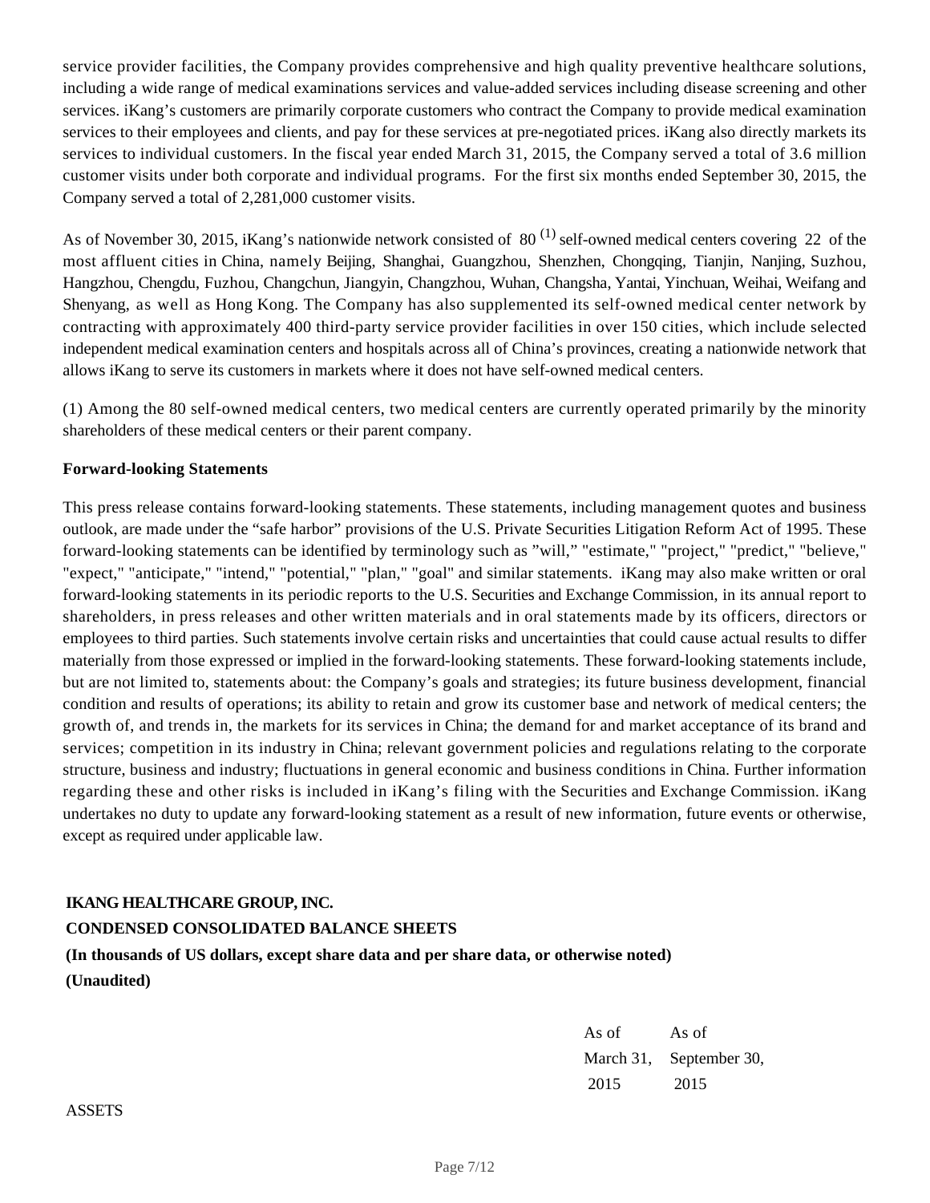service provider facilities, the Company provides comprehensive and high quality preventive healthcare solutions, including a wide range of medical examinations services and value-added services including disease screening and other services. iKang's customers are primarily corporate customers who contract the Company to provide medical examination services to their employees and clients, and pay for these services at pre-negotiated prices. iKang also directly markets its services to individual customers. In the fiscal year ended March 31, 2015, the Company served a total of 3.6 million customer visits under both corporate and individual programs. For the first six months ended September 30, 2015, the Company served a total of 2,281,000 customer visits.

As of November 30, 2015, iKang's nationwide network consisted of 80 [(1)] self-owned medical centers covering 22 of the most affluent cities in China, namely Beijing, Shanghai, Guangzhou, Shenzhen, Chongqing, Tianjin, Nanjing, Suzhou, Hangzhou, Chengdu, Fuzhou, Changchun, Jiangyin, Changzhou, Wuhan, Changsha, Yantai, Yinchuan, Weihai, Weifang and Shenyang, as well as Hong Kong. The Company has also supplemented its self-owned medical center network by contracting with approximately 400 third-party service provider facilities in over 150 cities, which include selected independent medical examination centers and hospitals across all of China's provinces, creating a nationwide network that allows iKang to serve its customers in markets where it does not have self-owned medical centers.

(1) Among the 80 self-owned medical centers, two medical centers are currently operated primarily by the minority shareholders of these medical centers or their parent company.

**Forward-looking Statements**

This press release contains forward-looking statements. These statements, including management quotes and business outlook, are made under the "safe harbor" provisions of the U.S. Private Securities Litigation Reform Act of 1995. These forward-looking statements can be identified by terminology such as "will," "estimate," "project," "predict," "believe," "expect," "anticipate," "intend," "potential," "plan," "goal" and similar statements. iKang may also make written or oral forward-looking statements in its periodic reports to the U.S. Securities and Exchange Commission, in its annual report to shareholders, in press releases and other written materials and in oral statements made by its officers, directors or employees to third parties. Such statements involve certain risks and uncertainties that could cause actual results to differ materially from those expressed or implied in the forward-looking statements. These forward-looking statements include, but are not limited to, statements about: the Company's goals and strategies; its future business development, financial condition and results of operations; its ability to retain and grow its customer base and network of medical centers; the growth of, and trends in, the markets for its services in China; the demand for and market acceptance of its brand and services; competition in its industry in China; relevant government policies and regulations relating to the corporate structure, business and industry; fluctuations in general economic and business conditions in China. Further information regarding these and other risks is included in iKang's filing with the Securities and Exchange Commission. iKang undertakes no duty to update any forward-looking statement as a result of new information, future events or otherwise, except as required under applicable law.

**IKANG HEALTHCARE GROUP, INC.**

**CONDENSED CONSOLIDATED BALANCE SHEETS**

**(In thousands of US dollars, except share data and per share data, or otherwise noted)**

**(Unaudited)**

| | As of March 31, 2015 | As of September 30, 2015 |
|---|---|---|
| ASSETS | | |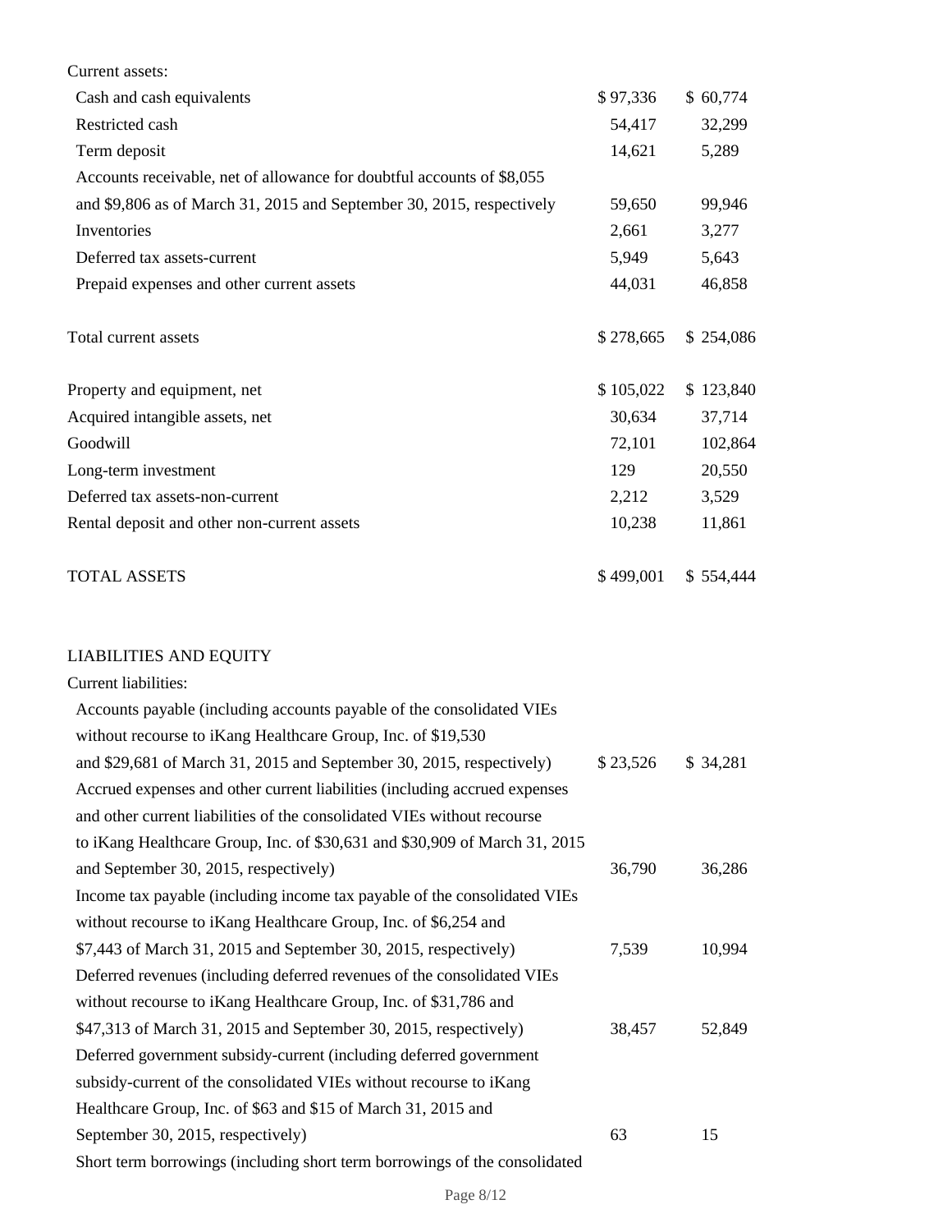| | | |
|---|---|---|
| Current assets: | | |
| Cash and cash equivalents | $ 97,336 | $ 60,774 |
| Restricted cash | 54,417 | 32,299 |
| Term deposit | 14,621 | 5,289 |
| Accounts receivable, net of allowance for doubtful accounts of $8,055 and $9,806 as of March 31, 2015 and September 30, 2015, respectively | 59,650 | 99,946 |
| Inventories | 2,661 | 3,277 |
| Deferred tax assets-current | 5,949 | 5,643 |
| Prepaid expenses and other current assets | 44,031 | 46,858 |
| Total current assets | $ 278,665 | $ 254,086 |
| Property and equipment, net | $ 105,022 | $ 123,840 |
| Acquired intangible assets, net | 30,634 | 37,714 |
| Goodwill | 72,101 | 102,864 |
| Long-term investment | 129 | 20,550 |
| Deferred tax assets-non-current | 2,212 | 3,529 |
| Rental deposit and other non-current assets | 10,238 | 11,861 |
| TOTAL ASSETS | $ 499,001 | $ 554,444 |

| | | |
|---|---|---|
| LIABILITIES AND EQUITY | | |
| Current liabilities: | | |
| Accounts payable (including accounts payable of the consolidated VIEs without recourse to iKang Healthcare Group, Inc. of $19,530 and $29,681 of March 31, 2015 and September 30, 2015, respectively) | $ 23,526 | $ 34,281 |
| Accrued expenses and other current liabilities (including accrued expenses and other current liabilities of the consolidated VIEs without recourse to iKang Healthcare Group, Inc. of $30,631 and $30,909 of March 31, 2015 and September 30, 2015, respectively) | 36,790 | 36,286 |
| Income tax payable (including income tax payable of the consolidated VIEs without recourse to iKang Healthcare Group, Inc. of $6,254 and $7,443 of March 31, 2015 and September 30, 2015, respectively) | 7,539 | 10,994 |
| Deferred revenues (including deferred revenues of the consolidated VIEs without recourse to iKang Healthcare Group, Inc. of $31,786 and $47,313 of March 31, 2015 and September 30, 2015, respectively) | 38,457 | 52,849 |
| Deferred government subsidy-current (including deferred government subsidy-current of the consolidated VIEs without recourse to iKang Healthcare Group, Inc. of $63 and $15 of March 31, 2015 and September 30, 2015, respectively) | 63 | 15 |
| Short term borrowings (including short term borrowings of the consolidated | | |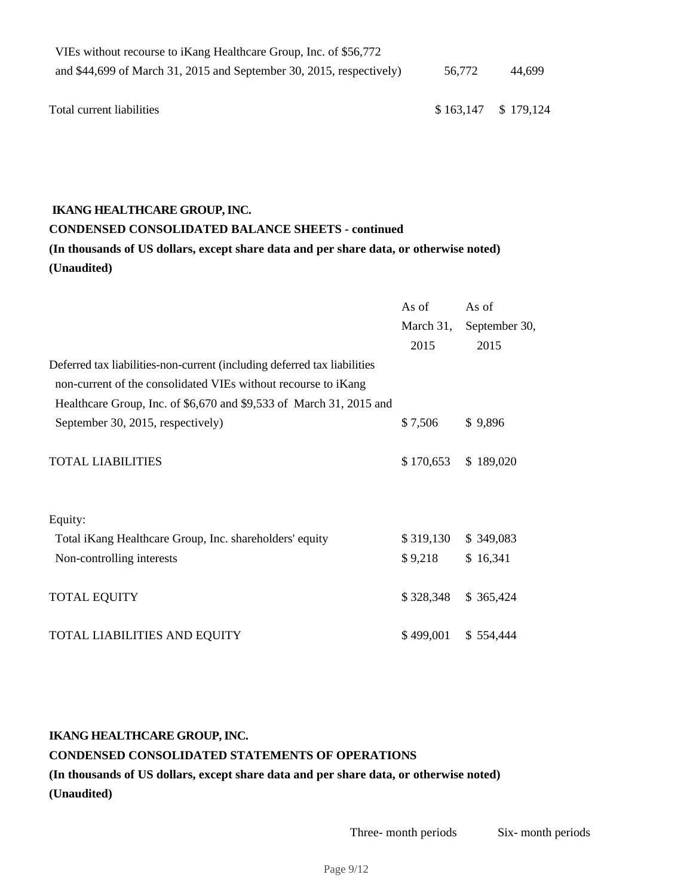| | | |
|---|---|---|
| VIEs without recourse to iKang Healthcare Group, Inc. of $56,772 and $44,699 of March 31, 2015 and September 30, 2015, respectively) | 56,772 | 44,699 |
| Total current liabilities | $ 163,147 | $ 179,124 |

**IKANG HEALTHCARE GROUP, INC.**

**CONDENSED CONSOLIDATED BALANCE SHEETS - continued**

**(In thousands of US dollars, except share data and per share data, or otherwise noted)**

**(Unaudited)**

| | As of March 31, 2015 | As of September 30, 2015 |
|---|---|---|
| Deferred tax liabilities-non-current (including deferred tax liabilities non-current of the consolidated VIEs without recourse to iKang Healthcare Group, Inc. of $6,670 and $9,533 of March 31, 2015 and September 30, 2015, respectively) | $ 7,506 | $ 9,896 |
| TOTAL LIABILITIES | $ 170,653 | $ 189,020 |
| Equity: | | |
| Total iKang Healthcare Group, Inc. shareholders' equity | $ 319,130 | $ 349,083 |
| Non-controlling interests | $ 9,218 | $ 16,341 |
| TOTAL EQUITY | $ 328,348 | $ 365,424 |
| TOTAL LIABILITIES AND EQUITY | $ 499,001 | $ 554,444 |

**IKANG HEALTHCARE GROUP, INC.**

**CONDENSED CONSOLIDATED STATEMENTS OF OPERATIONS**

**(In thousands of US dollars, except share data and per share data, or otherwise noted)**

**(Unaudited)**

| | Three- month periods | Six- month periods |
|---|---|---|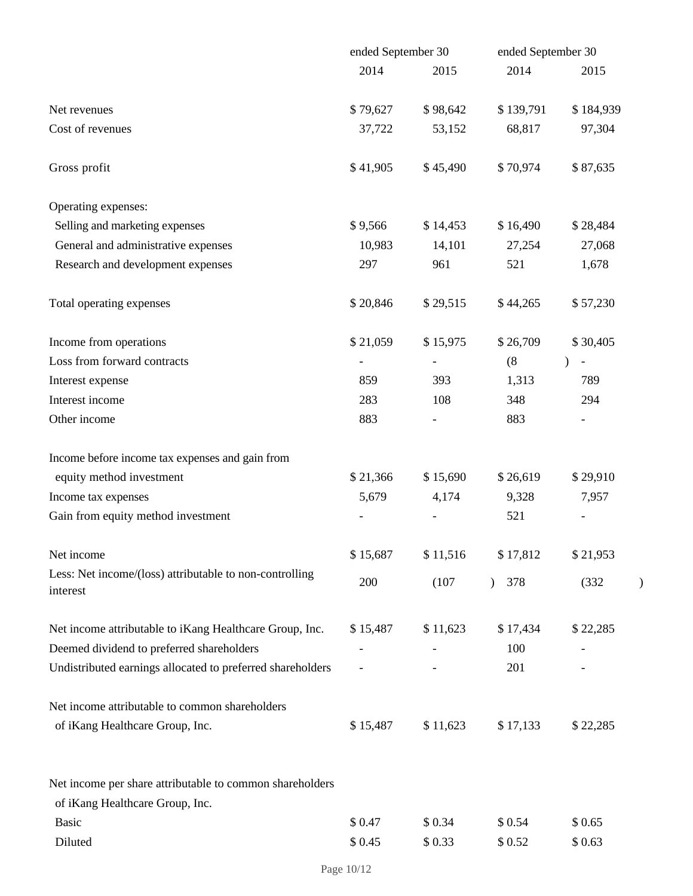| | ended September 30 | | ended September 30 | |
|---|---|---|---|---|
| | 2014 | 2015 | 2014 | 2015 |
| Net revenues | $ 79,627 | $ 98,642 | $ 139,791 | $ 184,939 |
| Cost of revenues | 37,722 | 53,152 | 68,817 | 97,304 |
| Gross profit | $ 41,905 | $ 45,490 | $ 70,974 | $ 87,635 |
| Operating expenses: | | | | |
| Selling and marketing expenses | $ 9,566 | $ 14,453 | $ 16,490 | $ 28,484 |
| General and administrative expenses | 10,983 | 14,101 | 27,254 | 27,068 |
| Research and development expenses | 297 | 961 | 521 | 1,678 |
| Total operating expenses | $ 20,846 | $ 29,515 | $ 44,265 | $ 57,230 |
| Income from operations | $ 21,059 | $ 15,975 | $ 26,709 | $ 30,405 |
| Loss from forward contracts | - | - | (8) | - |
| Interest expense | 859 | 393 | 1,313 | 789 |
| Interest income | 283 | 108 | 348 | 294 |
| Other income | 883 | - | 883 | - |
| Income before income tax expenses and gain from equity method investment | $ 21,366 | $ 15,690 | $ 26,619 | $ 29,910 |
| Income tax expenses | 5,679 | 4,174 | 9,328 | 7,957 |
| Gain from equity method investment | - | - | 521 | - |
| Net income | $ 15,687 | $ 11,516 | $ 17,812 | $ 21,953 |
| Less: Net income/(loss) attributable to non-controlling interest | 200 | (107) | 378 | (332) |
| Net income attributable to iKang Healthcare Group, Inc. | $ 15,487 | $ 11,623 | $ 17,434 | $ 22,285 |
| Deemed dividend to preferred shareholders | - | - | 100 | - |
| Undistributed earnings allocated to preferred shareholders | - | - | 201 | - |
| Net income attributable to common shareholders of iKang Healthcare Group, Inc. | $ 15,487 | $ 11,623 | $ 17,133 | $ 22,285 |
| Net income per share attributable to common shareholders of iKang Healthcare Group, Inc. | | | | |
| Basic | $ 0.47 | $ 0.34 | $ 0.54 | $ 0.65 |
| Diluted | $ 0.45 | $ 0.33 | $ 0.52 | $ 0.63 |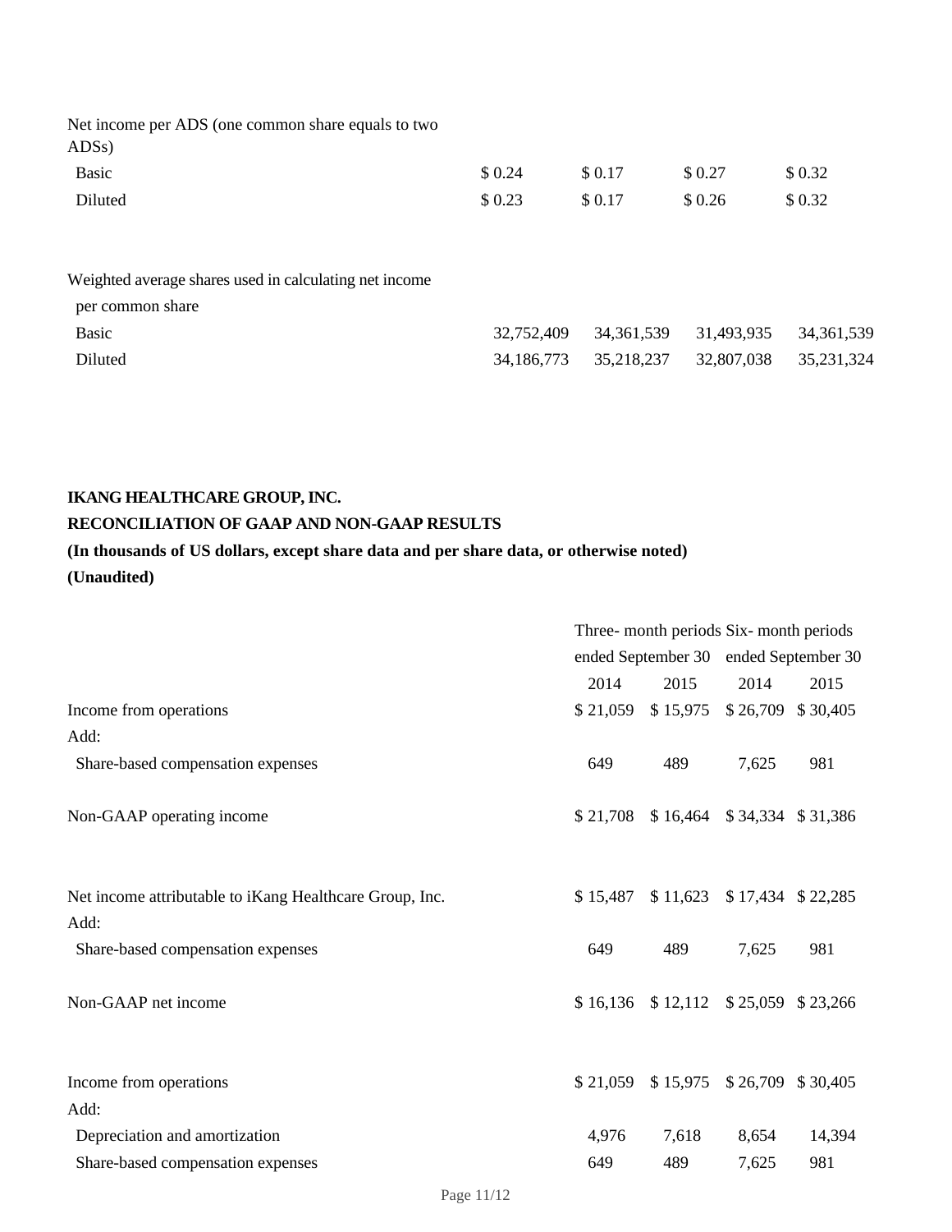| | | | | |
|---|---|---|---|---|
| Net income per ADS (one common share equals to two ADSs) | | | | |
| Basic | $ 0.24 | $ 0.17 | $ 0.27 | $ 0.32 |
| Diluted | $ 0.23 | $ 0.17 | $ 0.26 | $ 0.32 |
| | | | | |
| Weighted average shares used in calculating net income per common share | | | | |
| Basic | 32,752,409 | 34,361,539 | 31,493,935 | 34,361,539 |
| Diluted | 34,186,773 | 35,218,237 | 32,807,038 | 35,231,324 |

**IKANG HEALTHCARE GROUP, INC.**

**RECONCILIATION OF GAAP AND NON-GAAP RESULTS**

**(In thousands of US dollars, except share data and per share data, or otherwise noted)**

**(Unaudited)**

| | Three- month periods ended September 30 | | Six- month periods ended September 30 | |
|---|---|---|---|---|
| | 2014 | 2015 | 2014 | 2015 |
| Income from operations | $ 21,059 | $ 15,975 | $ 26,709 | $ 30,405 |
| Add: | | | | |
| Share-based compensation expenses | 649 | 489 | 7,625 | 981 |
| Non-GAAP operating income | $ 21,708 | $ 16,464 | $ 34,334 | $ 31,386 |
| | | | | |
| Net income attributable to iKang Healthcare Group, Inc. | $ 15,487 | $ 11,623 | $ 17,434 | $ 22,285 |
| Add: | | | | |
| Share-based compensation expenses | 649 | 489 | 7,625 | 981 |
| Non-GAAP net income | $ 16,136 | $ 12,112 | $ 25,059 | $ 23,266 |
| | | | | |
| Income from operations | $ 21,059 | $ 15,975 | $ 26,709 | $ 30,405 |
| Add: | | | | |
| Depreciation and amortization | 4,976 | 7,618 | 8,654 | 14,394 |
| Share-based compensation expenses | 649 | 489 | 7,625 | 981 |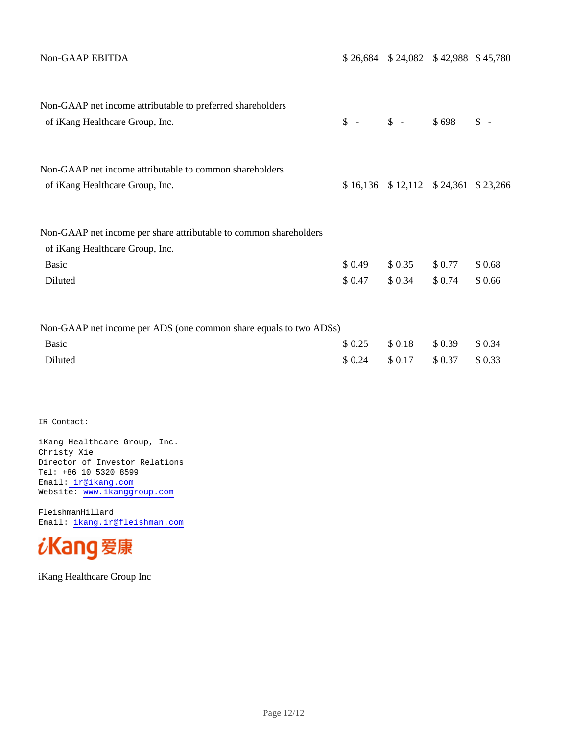| | | | | |
|---|---|---|---|---|
| Non-GAAP EBITDA | $ 26,684 | $ 24,082 | $ 42,988 | $ 45,780 |
| Non-GAAP net income attributable to preferred shareholders of iKang Healthcare Group, Inc. | $ - | $ - | $ 698 | $ - |
| Non-GAAP net income attributable to common shareholders of iKang Healthcare Group, Inc. | $ 16,136 | $ 12,112 | $ 24,361 | $ 23,266 |
| Non-GAAP net income per share attributable to common shareholders of iKang Healthcare Group, Inc. | | | | |
| Basic | $ 0.49 | $ 0.35 | $ 0.77 | $ 0.68 |
| Diluted | $ 0.47 | $ 0.34 | $ 0.74 | $ 0.66 |
| Non-GAAP net income per ADS (one common share equals to two ADSs) | | | | |
| Basic | $ 0.25 | $ 0.18 | $ 0.39 | $ 0.34 |
| Diluted | $ 0.24 | $ 0.17 | $ 0.37 | $ 0.33 |

IR Contact:

iKang Healthcare Group, Inc.
Christy Xie
Director of Investor Relations
Tel: +86 10 5320 8599
Email: ir@ikang.com
Website: www.ikanggroup.com

FleishmanHillard
Email: ikang.ir@fleishman.com

iKang 爱康

iKang Healthcare Group Inc